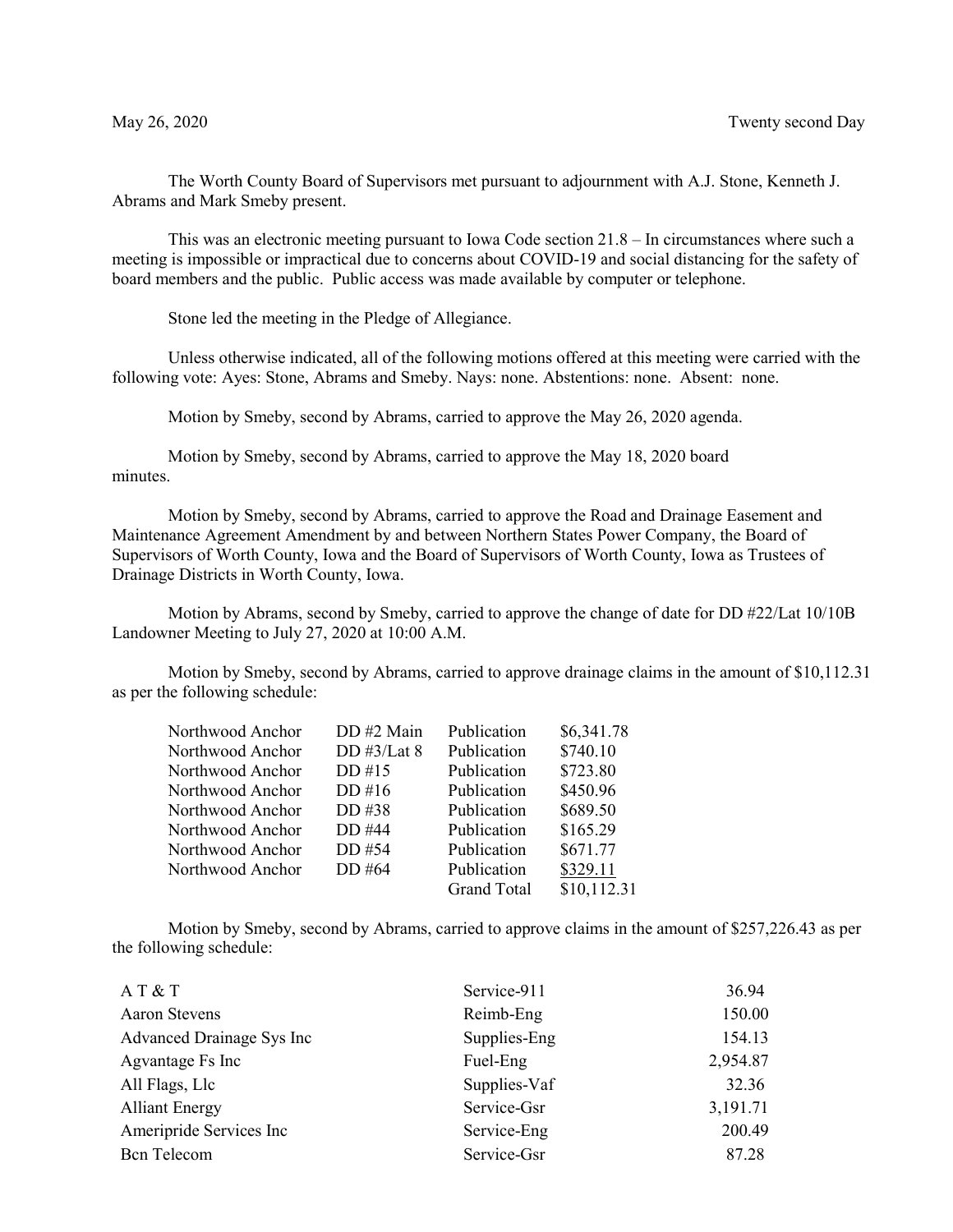May 26, 2020 Twenty second Day

The Worth County Board of Supervisors met pursuant to adjournment with A.J. Stone, Kenneth J. Abrams and Mark Smeby present.

This was an electronic meeting pursuant to Iowa Code section 21.8 – In circumstances where such a meeting is impossible or impractical due to concerns about COVID-19 and social distancing for the safety of board members and the public. Public access was made available by computer or telephone.

Stone led the meeting in the Pledge of Allegiance.

Unless otherwise indicated, all of the following motions offered at this meeting were carried with the following vote: Ayes: Stone, Abrams and Smeby. Nays: none. Abstentions: none. Absent: none.

Motion by Smeby, second by Abrams, carried to approve the May 26, 2020 agenda.

Motion by Smeby, second by Abrams, carried to approve the May 18, 2020 board minutes.

Motion by Smeby, second by Abrams, carried to approve the Road and Drainage Easement and Maintenance Agreement Amendment by and between Northern States Power Company, the Board of Supervisors of Worth County, Iowa and the Board of Supervisors of Worth County, Iowa as Trustees of Drainage Districts in Worth County, Iowa.

Motion by Abrams, second by Smeby, carried to approve the change of date for DD #22/Lat 10/10B Landowner Meeting to July 27, 2020 at 10:00 A.M.

Motion by Smeby, second by Abrams, carried to approve drainage claims in the amount of $10,112.31 as per the following schedule:

| | | | |
|---|---|---|---|
| Northwood Anchor | DD #2 Main | Publication | $6,341.78 |
| Northwood Anchor | DD #3/Lat 8 | Publication | $740.10 |
| Northwood Anchor | DD #15 | Publication | $723.80 |
| Northwood Anchor | DD #16 | Publication | $450.96 |
| Northwood Anchor | DD #38 | Publication | $689.50 |
| Northwood Anchor | DD #44 | Publication | $165.29 |
| Northwood Anchor | DD #54 | Publication | $671.77 |
| Northwood Anchor | DD #64 | Publication | $329.11 |
| | | Grand Total | $10,112.31 |

Motion by Smeby, second by Abrams, carried to approve claims in the amount of $257,226.43 as per the following schedule:

| | | |
|---|---|---|
| A T & T | Service-911 | 36.94 |
| Aaron Stevens | Reimb-Eng | 150.00 |
| Advanced Drainage Sys Inc | Supplies-Eng | 154.13 |
| Agvantage Fs Inc | Fuel-Eng | 2,954.87 |
| All Flags, Llc | Supplies-Vaf | 32.36 |
| Alliant Energy | Service-Gsr | 3,191.71 |
| Ameripride Services Inc | Service-Eng | 200.49 |
| Bcn Telecom | Service-Gsr | 87.28 |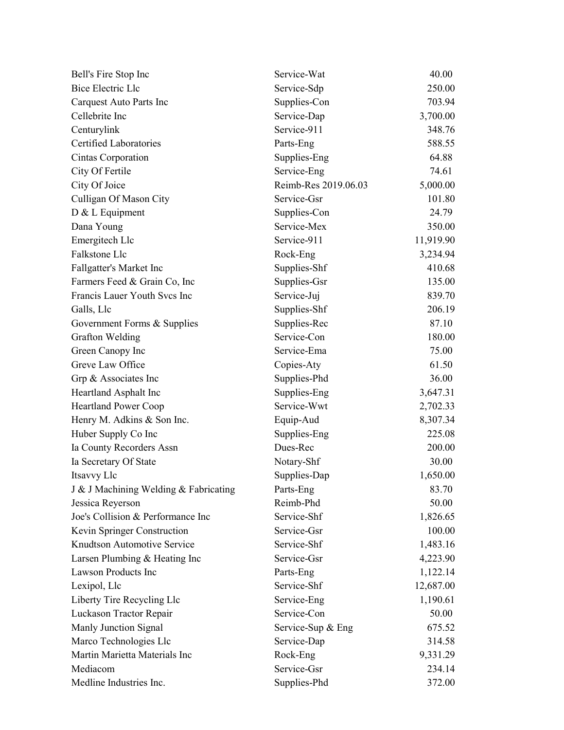| | | |
|---|---|---|
| Bell's Fire Stop Inc | Service-Wat | 40.00 |
| Bice Electric Llc | Service-Sdp | 250.00 |
| Carquest Auto Parts Inc | Supplies-Con | 703.94 |
| Cellebrite Inc | Service-Dap | 3,700.00 |
| Centurylink | Service-911 | 348.76 |
| Certified Laboratories | Parts-Eng | 588.55 |
| Cintas Corporation | Supplies-Eng | 64.88 |
| City Of Fertile | Service-Eng | 74.61 |
| City Of Joice | Reimb-Res 2019.06.03 | 5,000.00 |
| Culligan Of Mason City | Service-Gsr | 101.80 |
| D & L Equipment | Supplies-Con | 24.79 |
| Dana Young | Service-Mex | 350.00 |
| Emergitech Llc | Service-911 | 11,919.90 |
| Falkstone Llc | Rock-Eng | 3,234.94 |
| Fallgatter's Market Inc | Supplies-Shf | 410.68 |
| Farmers Feed & Grain Co, Inc | Supplies-Gsr | 135.00 |
| Francis Lauer Youth Svcs Inc | Service-Juj | 839.70 |
| Galls, Llc | Supplies-Shf | 206.19 |
| Government Forms & Supplies | Supplies-Rec | 87.10 |
| Grafton Welding | Service-Con | 180.00 |
| Green Canopy Inc | Service-Ema | 75.00 |
| Greve Law Office | Copies-Aty | 61.50 |
| Grp & Associates Inc | Supplies-Phd | 36.00 |
| Heartland Asphalt Inc | Supplies-Eng | 3,647.31 |
| Heartland Power Coop | Service-Wwt | 2,702.33 |
| Henry M. Adkins & Son Inc. | Equip-Aud | 8,307.34 |
| Huber Supply Co Inc | Supplies-Eng | 225.08 |
| Ia County Recorders Assn | Dues-Rec | 200.00 |
| Ia Secretary Of State | Notary-Shf | 30.00 |
| Itsavvy Llc | Supplies-Dap | 1,650.00 |
| J & J Machining Welding & Fabricating | Parts-Eng | 83.70 |
| Jessica Reyerson | Reimb-Phd | 50.00 |
| Joe's Collision & Performance Inc | Service-Shf | 1,826.65 |
| Kevin Springer Construction | Service-Gsr | 100.00 |
| Knudtson Automotive Service | Service-Shf | 1,483.16 |
| Larsen Plumbing & Heating Inc | Service-Gsr | 4,223.90 |
| Lawson Products Inc | Parts-Eng | 1,122.14 |
| Lexipol, Llc | Service-Shf | 12,687.00 |
| Liberty Tire Recycling Llc | Service-Eng | 1,190.61 |
| Luckason Tractor Repair | Service-Con | 50.00 |
| Manly Junction Signal | Service-Sup & Eng | 675.52 |
| Marco Technologies Llc | Service-Dap | 314.58 |
| Martin Marietta Materials Inc | Rock-Eng | 9,331.29 |
| Mediacom | Service-Gsr | 234.14 |
| Medline Industries Inc. | Supplies-Phd | 372.00 |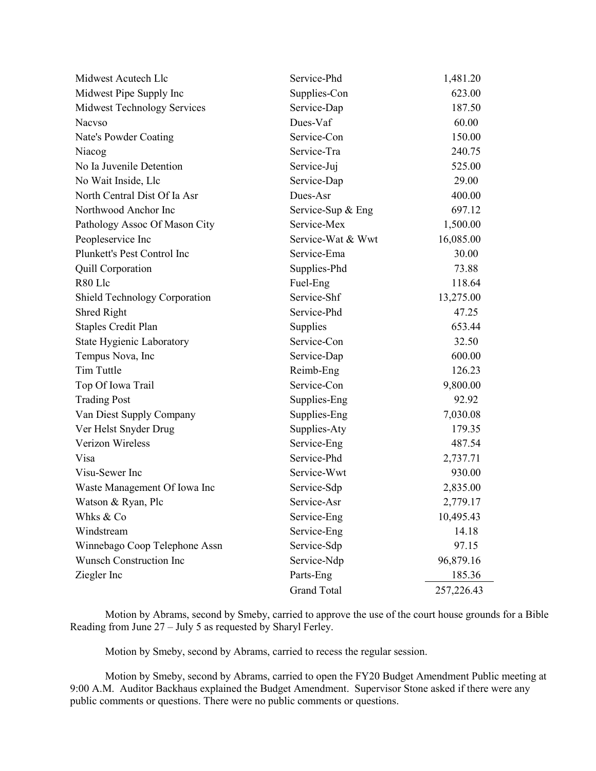| | | |
|---|---|---|
| Midwest Acutech Llc | Service-Phd | 1,481.20 |
| Midwest Pipe Supply Inc | Supplies-Con | 623.00 |
| Midwest Technology Services | Service-Dap | 187.50 |
| Nacvso | Dues-Vaf | 60.00 |
| Nate's Powder Coating | Service-Con | 150.00 |
| Niacog | Service-Tra | 240.75 |
| No Ia Juvenile Detention | Service-Juj | 525.00 |
| No Wait Inside, Llc | Service-Dap | 29.00 |
| North Central Dist Of Ia Asr | Dues-Asr | 400.00 |
| Northwood Anchor Inc | Service-Sup & Eng | 697.12 |
| Pathology Assoc Of Mason City | Service-Mex | 1,500.00 |
| Peopleservice Inc | Service-Wat & Wwt | 16,085.00 |
| Plunkett's Pest Control Inc | Service-Ema | 30.00 |
| Quill Corporation | Supplies-Phd | 73.88 |
| R80 Llc | Fuel-Eng | 118.64 |
| Shield Technology Corporation | Service-Shf | 13,275.00 |
| Shred Right | Service-Phd | 47.25 |
| Staples Credit Plan | Supplies | 653.44 |
| State Hygienic Laboratory | Service-Con | 32.50 |
| Tempus Nova, Inc | Service-Dap | 600.00 |
| Tim Tuttle | Reimb-Eng | 126.23 |
| Top Of Iowa Trail | Service-Con | 9,800.00 |
| Trading Post | Supplies-Eng | 92.92 |
| Van Diest Supply Company | Supplies-Eng | 7,030.08 |
| Ver Helst Snyder Drug | Supplies-Aty | 179.35 |
| Verizon Wireless | Service-Eng | 487.54 |
| Visa | Service-Phd | 2,737.71 |
| Visu-Sewer Inc | Service-Wwt | 930.00 |
| Waste Management Of Iowa Inc | Service-Sdp | 2,835.00 |
| Watson & Ryan, Plc | Service-Asr | 2,779.17 |
| Whks & Co | Service-Eng | 10,495.43 |
| Windstream | Service-Eng | 14.18 |
| Winnebago Coop Telephone Assn | Service-Sdp | 97.15 |
| Wunsch Construction Inc | Service-Ndp | 96,879.16 |
| Ziegler Inc | Parts-Eng | 185.36 |
| | Grand Total | 257,226.43 |

Motion by Abrams, second by Smeby, carried to approve the use of the court house grounds for a Bible Reading from June 27 – July 5 as requested by Sharyl Ferley.

Motion by Smeby, second by Abrams, carried to recess the regular session.

Motion by Smeby, second by Abrams, carried to open the FY20 Budget Amendment Public meeting at 9:00 A.M. Auditor Backhaus explained the Budget Amendment. Supervisor Stone asked if there were any public comments or questions. There were no public comments or questions.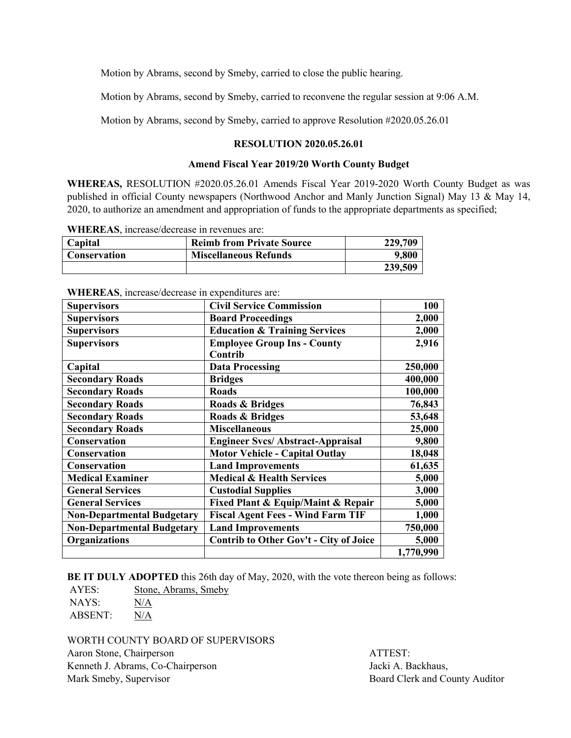Motion by Abrams, second by Smeby, carried to close the public hearing.

Motion by Abrams, second by Smeby, carried to reconvene the regular session at 9:06 A.M.

Motion by Abrams, second by Smeby, carried to approve Resolution #2020.05.26.01

**RESOLUTION 2020.05.26.01**

**Amend Fiscal Year 2019/20 Worth County Budget**

**WHEREAS,** RESOLUTION #2020.05.26.01 Amends Fiscal Year 2019-2020 Worth County Budget as was published in official County newspapers (Northwood Anchor and Manly Junction Signal) May 13 & May 14, 2020, to authorize an amendment and appropriation of funds to the appropriate departments as specified;

**WHEREAS**, increase/decrease in revenues are:

| Capital | Reimb from Private Source | 229,709 |
|---|---|---|
| Conservation | Miscellaneous Refunds | 9,800 |
| | | 239,509 |

**WHEREAS**, increase/decrease in expenditures are:

| Supervisors | Civil Service Commission | 100 |
|---|---|---|
| Supervisors | Board Proceedings | 2,000 |
| Supervisors | Education & Training Services | 2,000 |
| Supervisors | Employee Group Ins - County Contrib | 2,916 |
| Capital | Data Processing | 250,000 |
| Secondary Roads | Bridges | 400,000 |
| Secondary Roads | Roads | 100,000 |
| Secondary Roads | Roads & Bridges | 76,843 |
| Secondary Roads | Roads & Bridges | 53,648 |
| Secondary Roads | Miscellaneous | 25,000 |
| Conservation | Engineer Svcs/ Abstract-Appraisal | 9,800 |
| Conservation | Motor Vehicle - Capital Outlay | 18,048 |
| Conservation | Land Improvements | 61,635 |
| Medical Examiner | Medical & Health Services | 5,000 |
| General Services | Custodial Supplies | 3,000 |
| General Services | Fixed Plant & Equip/Maint & Repair | 5,000 |
| Non-Departmental Budgetary | Fiscal Agent Fees - Wind Farm TIF | 1,000 |
| Non-Departmental Budgetary | Land Improvements | 750,000 |
| Organizations | Contrib to Other Gov't - City of Joice | 5,000 |
| | | 1,770,990 |

**BE IT DULY ADOPTED** this 26th day of May, 2020, with the vote thereon being as follows:

AYES: Stone, Abrams, Smeby
NAYS: N/A
ABSENT: N/A

WORTH COUNTY BOARD OF SUPERVISORS
Aaron Stone, Chairperson
Kenneth J. Abrams, Co-Chairperson
Mark Smeby, Supervisor

ATTEST:
Jacki A. Backhaus,
Board Clerk and County Auditor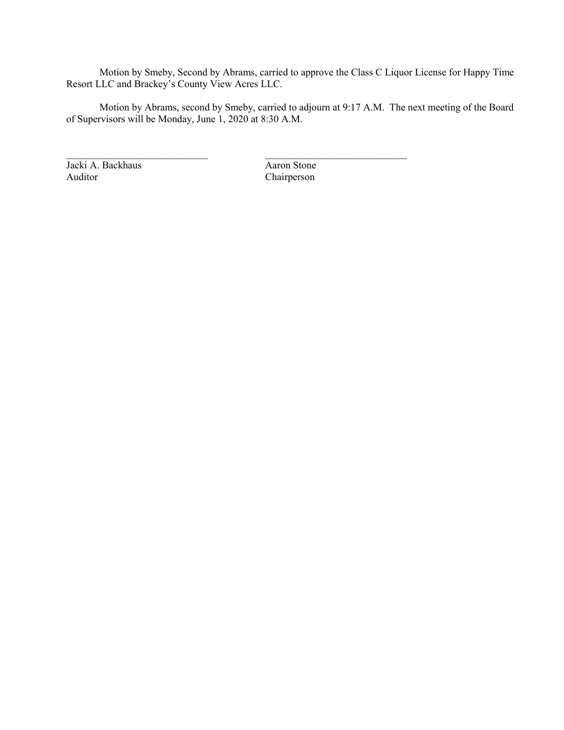Motion by Smeby, Second by Abrams, carried to approve the Class C Liquor License for Happy Time Resort LLC and Brackey's County View Acres LLC.

Motion by Abrams, second by Smeby, carried to adjourn at 9:17 A.M. The next meeting of the Board of Supervisors will be Monday, June 1, 2020 at 8:30 A.M.

| | |
|---|---|
| ____________________________ | ____________________________ |
| Jacki A. Backhaus | Aaron Stone |
| Auditor | Chairperson |